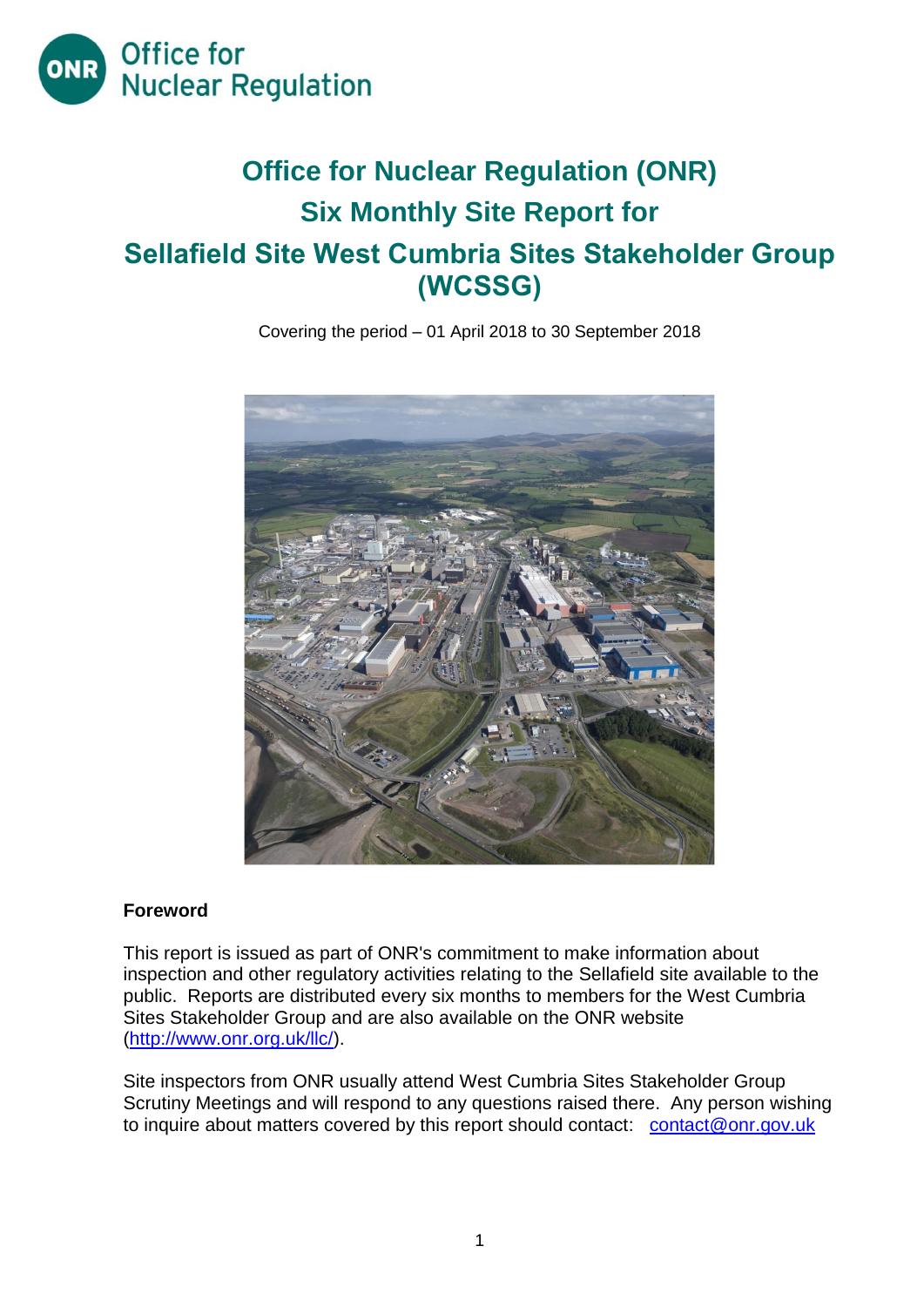Office for Nuclear Regulation

# Office for Nuclear Regulation (ONR)

# Six Monthly Site Report for

# Sellafield Site West Cumbria Sites Stakeholder Group (WCSSG)

Covering the period – 01 April 2018 to 30 September 2018

## Foreword

This report is issued as part of ONR's commitment to make information about inspection and other regulatory activities relating to the Sellafield site available to the public. Reports are distributed every six months to members for the West Cumbria Sites Stakeholder Group and are also available on the ONR website (http://www.onr.org.uk/llc/).

Site inspectors from ONR usually attend West Cumbria Sites Stakeholder Group Scrutiny Meetings and will respond to any questions raised there. Any person wishing to inquire about matters covered by this report should contact: contact@onr.gov.uk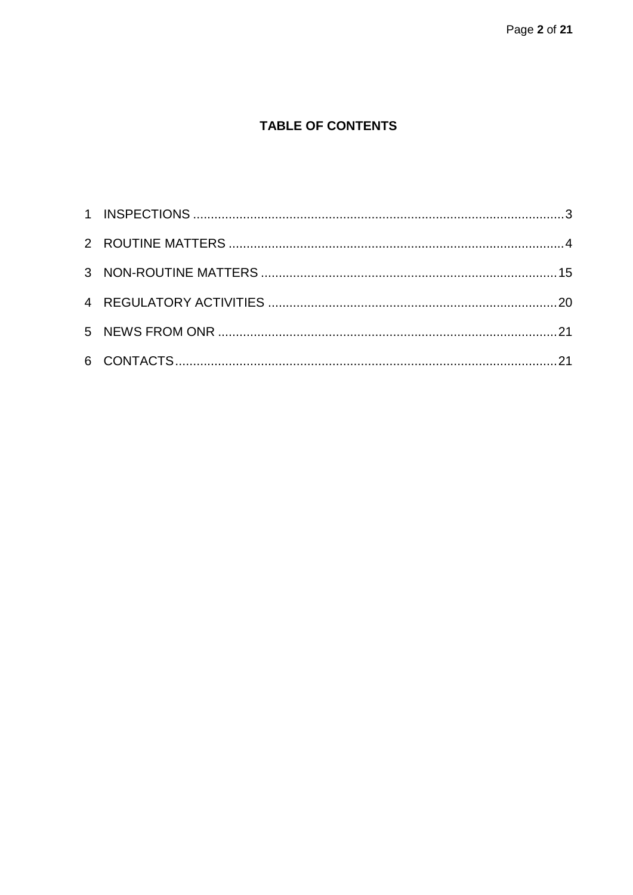## TABLE OF CONTENTS

1 INSPECTIONS ........................................................................................................ 3

2 ROUTINE MATTERS ............................................................................................. 4

3 NON-ROUTINE MATTERS ................................................................................... 15

4 REGULATORY ACTIVITIES ................................................................................. 20

5 NEWS FROM ONR ............................................................................................... 21

6 CONTACTS ........................................................................................................... 21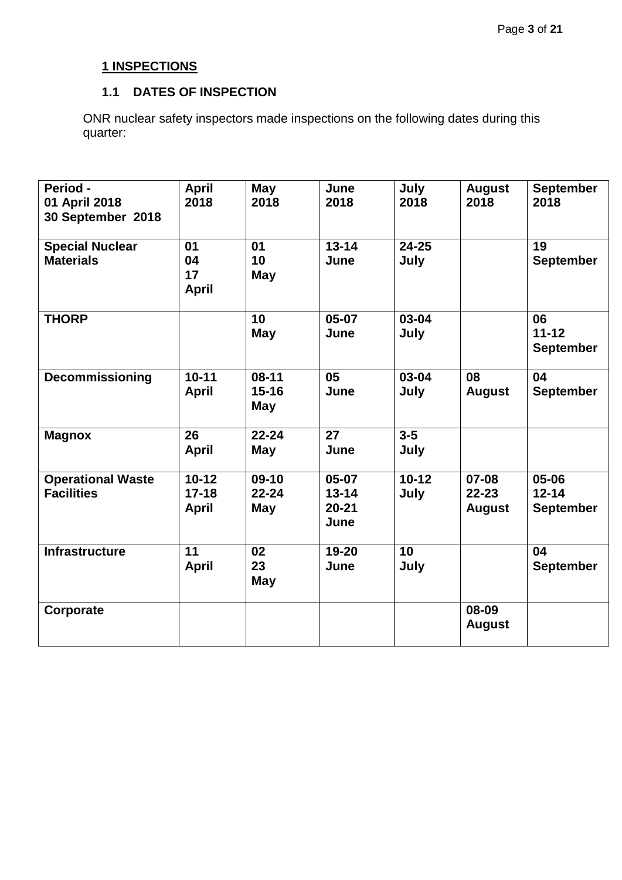## 1 INSPECTIONS

### 1.1 DATES OF INSPECTION

ONR nuclear safety inspectors made inspections on the following dates during this quarter:

| Period - 01 April 2018 30 September 2018 | April 2018 | May 2018 | June 2018 | July 2018 | August 2018 | September 2018 |
|---|---|---|---|---|---|---|
| **Special Nuclear Materials** | 01 04 17 April | 01 10 May | 13-14 June | 24-25 July | | 19 September |
| **THORP** | | 10 May | 05-07 June | 03-04 July | | 06 11-12 September |
| **Decommissioning** | 10-11 April | 08-11 15-16 May | 05 June | 03-04 July | 08 August | 04 September |
| **Magnox** | 26 April | 22-24 May | 27 June | 3-5 July | | |
| **Operational Waste Facilities** | 10-12 17-18 April | 09-10 22-24 May | 05-07 13-14 20-21 June | 10-12 July | 07-08 22-23 August | 05-06 12-14 September |
| **Infrastructure** | 11 April | 02 23 May | 19-20 June | 10 July | | 04 September |
| **Corporate** | | | | | 08-09 August | |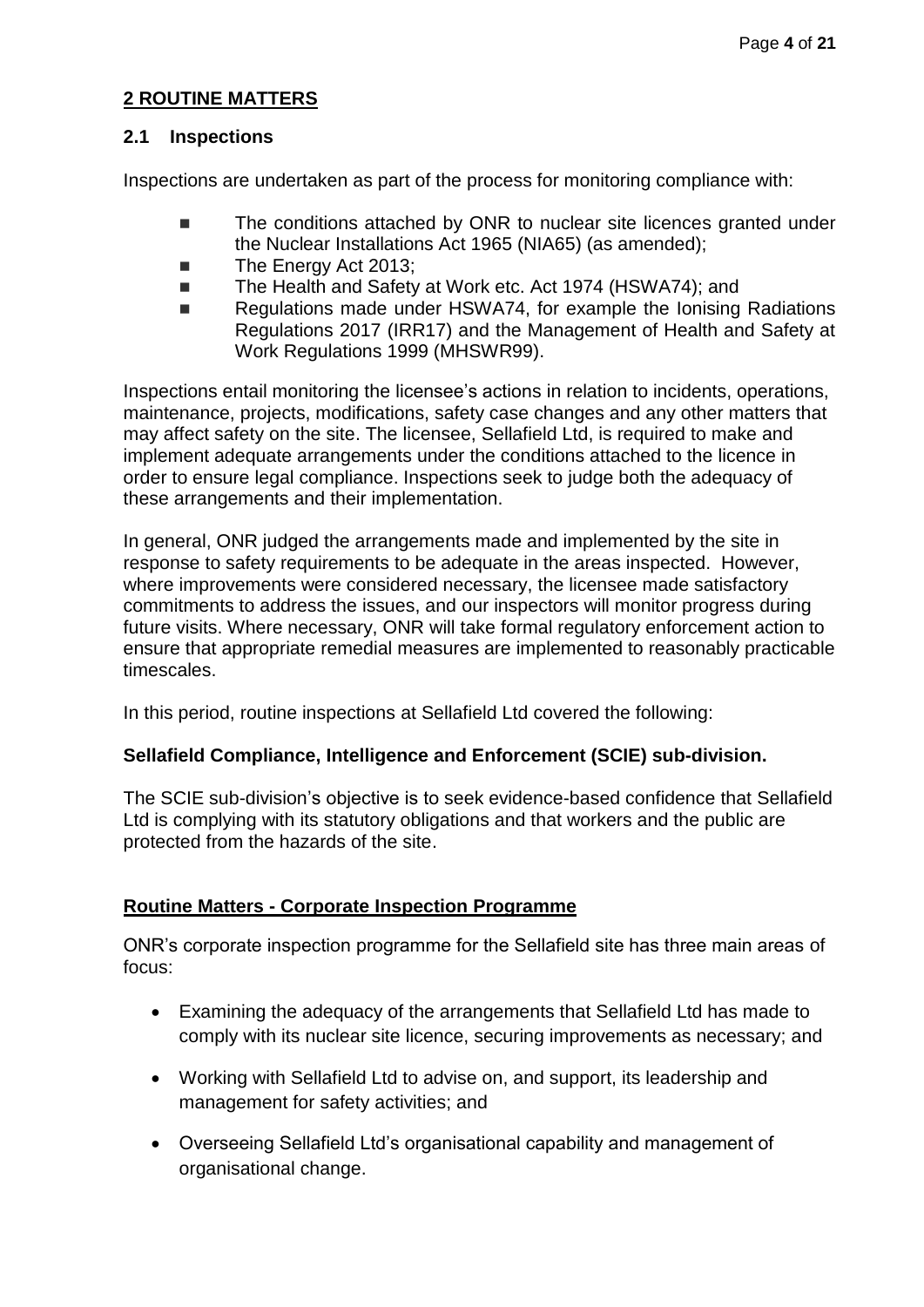## 2 ROUTINE MATTERS

### 2.1 Inspections

Inspections are undertaken as part of the process for monitoring compliance with:

- The conditions attached by ONR to nuclear site licences granted under the Nuclear Installations Act 1965 (NIA65) (as amended);
- The Energy Act 2013;
- The Health and Safety at Work etc. Act 1974 (HSWA74); and
- Regulations made under HSWA74, for example the Ionising Radiations Regulations 2017 (IRR17) and the Management of Health and Safety at Work Regulations 1999 (MHSWR99).

Inspections entail monitoring the licensee's actions in relation to incidents, operations, maintenance, projects, modifications, safety case changes and any other matters that may affect safety on the site. The licensee, Sellafield Ltd, is required to make and implement adequate arrangements under the conditions attached to the licence in order to ensure legal compliance. Inspections seek to judge both the adequacy of these arrangements and their implementation.

In general, ONR judged the arrangements made and implemented by the site in response to safety requirements to be adequate in the areas inspected. However, where improvements were considered necessary, the licensee made satisfactory commitments to address the issues, and our inspectors will monitor progress during future visits. Where necessary, ONR will take formal regulatory enforcement action to ensure that appropriate remedial measures are implemented to reasonably practicable timescales.

In this period, routine inspections at Sellafield Ltd covered the following:

**Sellafield Compliance, Intelligence and Enforcement (SCIE) sub-division.**

The SCIE sub-division's objective is to seek evidence-based confidence that Sellafield Ltd is complying with its statutory obligations and that workers and the public are protected from the hazards of the site.

**Routine Matters - Corporate Inspection Programme**

ONR's corporate inspection programme for the Sellafield site has three main areas of focus:

- Examining the adequacy of the arrangements that Sellafield Ltd has made to comply with its nuclear site licence, securing improvements as necessary; and
- Working with Sellafield Ltd to advise on, and support, its leadership and management for safety activities; and
- Overseeing Sellafield Ltd's organisational capability and management of organisational change.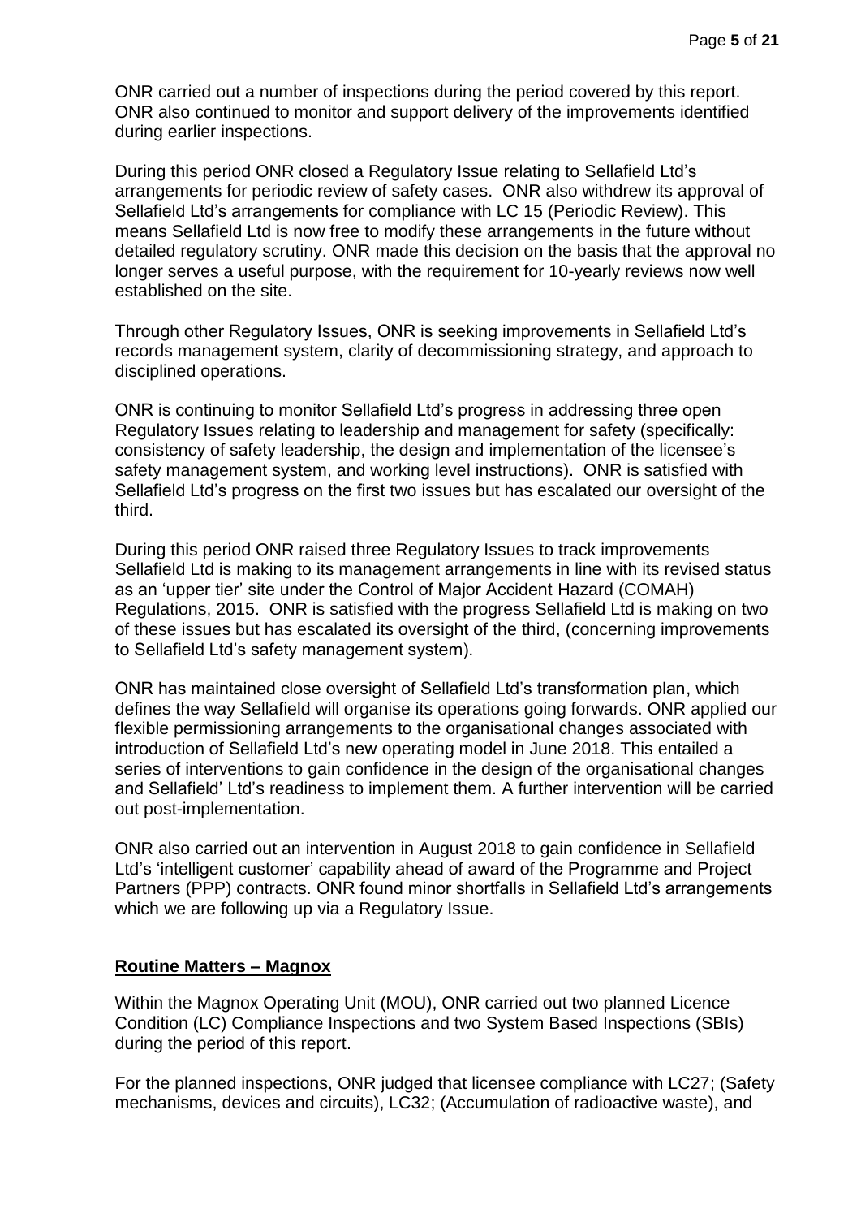ONR carried out a number of inspections during the period covered by this report. ONR also continued to monitor and support delivery of the improvements identified during earlier inspections.

During this period ONR closed a Regulatory Issue relating to Sellafield Ltd's arrangements for periodic review of safety cases. ONR also withdrew its approval of Sellafield Ltd's arrangements for compliance with LC 15 (Periodic Review). This means Sellafield Ltd is now free to modify these arrangements in the future without detailed regulatory scrutiny. ONR made this decision on the basis that the approval no longer serves a useful purpose, with the requirement for 10-yearly reviews now well established on the site.

Through other Regulatory Issues, ONR is seeking improvements in Sellafield Ltd's records management system, clarity of decommissioning strategy, and approach to disciplined operations.

ONR is continuing to monitor Sellafield Ltd's progress in addressing three open Regulatory Issues relating to leadership and management for safety (specifically: consistency of safety leadership, the design and implementation of the licensee's safety management system, and working level instructions). ONR is satisfied with Sellafield Ltd's progress on the first two issues but has escalated our oversight of the third.

During this period ONR raised three Regulatory Issues to track improvements Sellafield Ltd is making to its management arrangements in line with its revised status as an 'upper tier' site under the Control of Major Accident Hazard (COMAH) Regulations, 2015. ONR is satisfied with the progress Sellafield Ltd is making on two of these issues but has escalated its oversight of the third, (concerning improvements to Sellafield Ltd's safety management system).

ONR has maintained close oversight of Sellafield Ltd's transformation plan, which defines the way Sellafield will organise its operations going forwards. ONR applied our flexible permissioning arrangements to the organisational changes associated with introduction of Sellafield Ltd's new operating model in June 2018. This entailed a series of interventions to gain confidence in the design of the organisational changes and Sellafield' Ltd's readiness to implement them. A further intervention will be carried out post-implementation.

ONR also carried out an intervention in August 2018 to gain confidence in Sellafield Ltd's 'intelligent customer' capability ahead of award of the Programme and Project Partners (PPP) contracts. ONR found minor shortfalls in Sellafield Ltd's arrangements which we are following up via a Regulatory Issue.

## Routine Matters – Magnox

Within the Magnox Operating Unit (MOU), ONR carried out two planned Licence Condition (LC) Compliance Inspections and two System Based Inspections (SBIs) during the period of this report.

For the planned inspections, ONR judged that licensee compliance with LC27; (Safety mechanisms, devices and circuits), LC32; (Accumulation of radioactive waste), and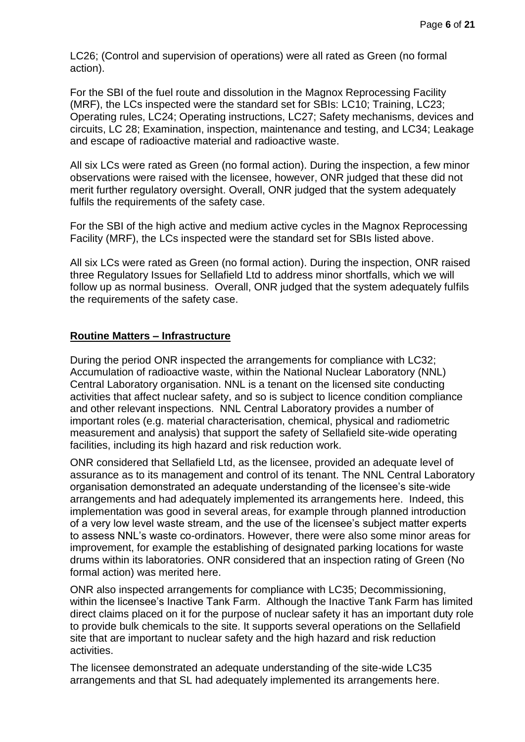LC26; (Control and supervision of operations) were all rated as Green (no formal action).

For the SBI of the fuel route and dissolution in the Magnox Reprocessing Facility (MRF), the LCs inspected were the standard set for SBIs: LC10; Training, LC23; Operating rules, LC24; Operating instructions, LC27; Safety mechanisms, devices and circuits, LC 28; Examination, inspection, maintenance and testing, and LC34; Leakage and escape of radioactive material and radioactive waste.

All six LCs were rated as Green (no formal action). During the inspection, a few minor observations were raised with the licensee, however, ONR judged that these did not merit further regulatory oversight. Overall, ONR judged that the system adequately fulfils the requirements of the safety case.

For the SBI of the high active and medium active cycles in the Magnox Reprocessing Facility (MRF), the LCs inspected were the standard set for SBIs listed above.

All six LCs were rated as Green (no formal action). During the inspection, ONR raised three Regulatory Issues for Sellafield Ltd to address minor shortfalls, which we will follow up as normal business. Overall, ONR judged that the system adequately fulfils the requirements of the safety case.

## Routine Matters – Infrastructure

During the period ONR inspected the arrangements for compliance with LC32; Accumulation of radioactive waste, within the National Nuclear Laboratory (NNL) Central Laboratory organisation. NNL is a tenant on the licensed site conducting activities that affect nuclear safety, and so is subject to licence condition compliance and other relevant inspections. NNL Central Laboratory provides a number of important roles (e.g. material characterisation, chemical, physical and radiometric measurement and analysis) that support the safety of Sellafield site-wide operating facilities, including its high hazard and risk reduction work.

ONR considered that Sellafield Ltd, as the licensee, provided an adequate level of assurance as to its management and control of its tenant. The NNL Central Laboratory organisation demonstrated an adequate understanding of the licensee's site-wide arrangements and had adequately implemented its arrangements here. Indeed, this implementation was good in several areas, for example through planned introduction of a very low level waste stream, and the use of the licensee's subject matter experts to assess NNL's waste co-ordinators. However, there were also some minor areas for improvement, for example the establishing of designated parking locations for waste drums within its laboratories. ONR considered that an inspection rating of Green (No formal action) was merited here.

ONR also inspected arrangements for compliance with LC35; Decommissioning, within the licensee's Inactive Tank Farm. Although the Inactive Tank Farm has limited direct claims placed on it for the purpose of nuclear safety it has an important duty role to provide bulk chemicals to the site. It supports several operations on the Sellafield site that are important to nuclear safety and the high hazard and risk reduction activities.

The licensee demonstrated an adequate understanding of the site-wide LC35 arrangements and that SL had adequately implemented its arrangements here.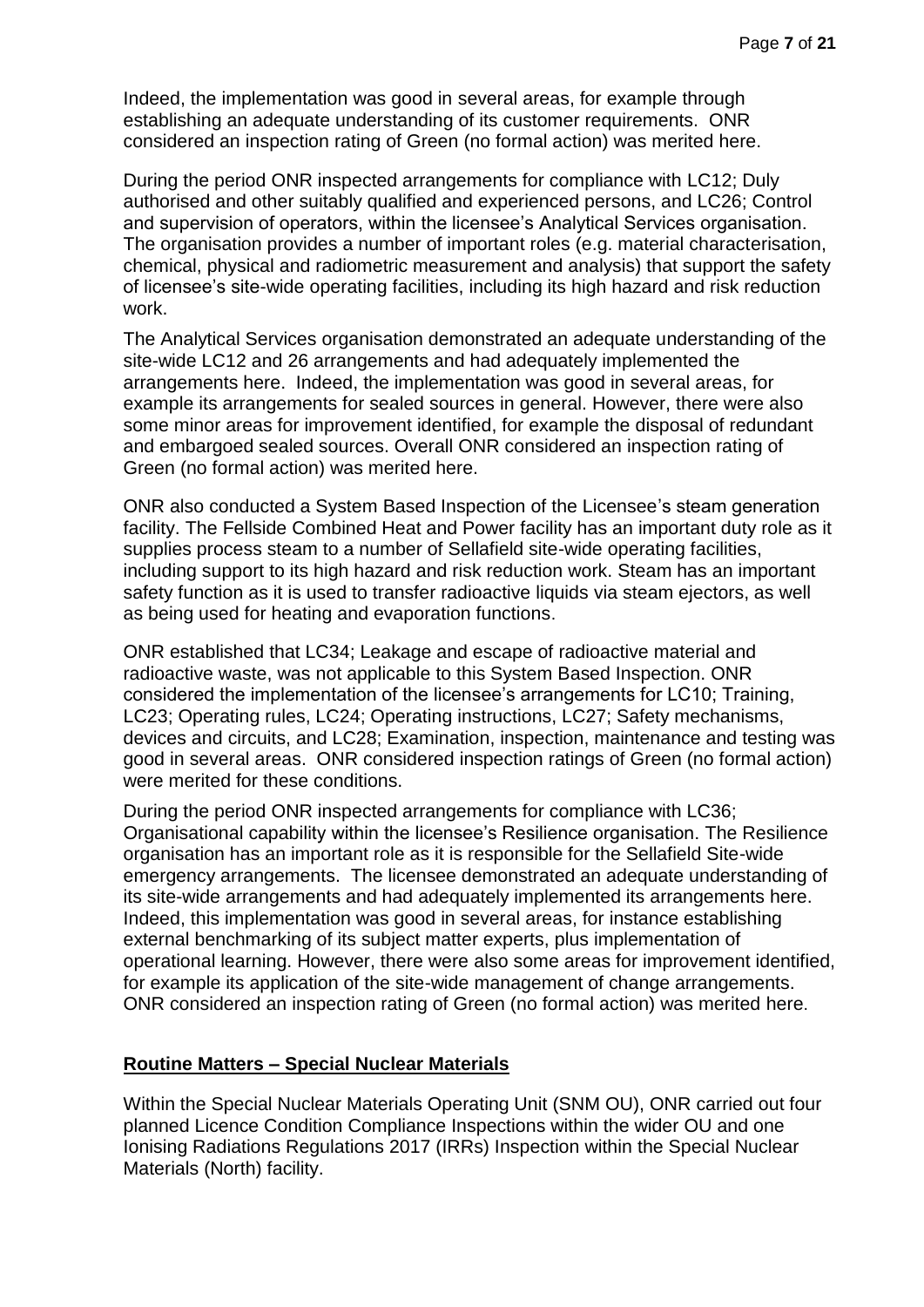Indeed, the implementation was good in several areas, for example through establishing an adequate understanding of its customer requirements. ONR considered an inspection rating of Green (no formal action) was merited here.

During the period ONR inspected arrangements for compliance with LC12; Duly authorised and other suitably qualified and experienced persons, and LC26; Control and supervision of operators, within the licensee's Analytical Services organisation. The organisation provides a number of important roles (e.g. material characterisation, chemical, physical and radiometric measurement and analysis) that support the safety of licensee's site-wide operating facilities, including its high hazard and risk reduction work.

The Analytical Services organisation demonstrated an adequate understanding of the site-wide LC12 and 26 arrangements and had adequately implemented the arrangements here. Indeed, the implementation was good in several areas, for example its arrangements for sealed sources in general. However, there were also some minor areas for improvement identified, for example the disposal of redundant and embargoed sealed sources. Overall ONR considered an inspection rating of Green (no formal action) was merited here.

ONR also conducted a System Based Inspection of the Licensee's steam generation facility. The Fellside Combined Heat and Power facility has an important duty role as it supplies process steam to a number of Sellafield site-wide operating facilities, including support to its high hazard and risk reduction work. Steam has an important safety function as it is used to transfer radioactive liquids via steam ejectors, as well as being used for heating and evaporation functions.

ONR established that LC34; Leakage and escape of radioactive material and radioactive waste, was not applicable to this System Based Inspection. ONR considered the implementation of the licensee's arrangements for LC10; Training, LC23; Operating rules, LC24; Operating instructions, LC27; Safety mechanisms, devices and circuits, and LC28; Examination, inspection, maintenance and testing was good in several areas. ONR considered inspection ratings of Green (no formal action) were merited for these conditions.

During the period ONR inspected arrangements for compliance with LC36; Organisational capability within the licensee's Resilience organisation. The Resilience organisation has an important role as it is responsible for the Sellafield Site-wide emergency arrangements. The licensee demonstrated an adequate understanding of its site-wide arrangements and had adequately implemented its arrangements here. Indeed, this implementation was good in several areas, for instance establishing external benchmarking of its subject matter experts, plus implementation of operational learning. However, there were also some areas for improvement identified, for example its application of the site-wide management of change arrangements. ONR considered an inspection rating of Green (no formal action) was merited here.

## Routine Matters – Special Nuclear Materials

Within the Special Nuclear Materials Operating Unit (SNM OU), ONR carried out four planned Licence Condition Compliance Inspections within the wider OU and one Ionising Radiations Regulations 2017 (IRRs) Inspection within the Special Nuclear Materials (North) facility.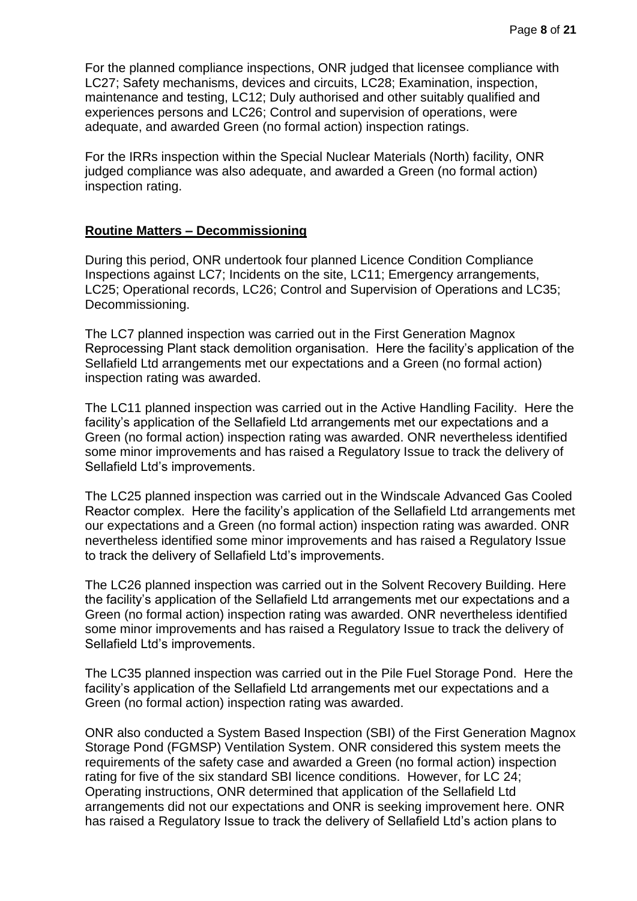For the planned compliance inspections, ONR judged that licensee compliance with LC27; Safety mechanisms, devices and circuits, LC28; Examination, inspection, maintenance and testing, LC12; Duly authorised and other suitably qualified and experiences persons and LC26; Control and supervision of operations, were adequate, and awarded Green (no formal action) inspection ratings.

For the IRRs inspection within the Special Nuclear Materials (North) facility, ONR judged compliance was also adequate, and awarded a Green (no formal action) inspection rating.

## Routine Matters – Decommissioning

During this period, ONR undertook four planned Licence Condition Compliance Inspections against LC7; Incidents on the site, LC11; Emergency arrangements, LC25; Operational records, LC26; Control and Supervision of Operations and LC35; Decommissioning.

The LC7 planned inspection was carried out in the First Generation Magnox Reprocessing Plant stack demolition organisation. Here the facility's application of the Sellafield Ltd arrangements met our expectations and a Green (no formal action) inspection rating was awarded.

The LC11 planned inspection was carried out in the Active Handling Facility. Here the facility's application of the Sellafield Ltd arrangements met our expectations and a Green (no formal action) inspection rating was awarded. ONR nevertheless identified some minor improvements and has raised a Regulatory Issue to track the delivery of Sellafield Ltd's improvements.

The LC25 planned inspection was carried out in the Windscale Advanced Gas Cooled Reactor complex. Here the facility's application of the Sellafield Ltd arrangements met our expectations and a Green (no formal action) inspection rating was awarded. ONR nevertheless identified some minor improvements and has raised a Regulatory Issue to track the delivery of Sellafield Ltd's improvements.

The LC26 planned inspection was carried out in the Solvent Recovery Building. Here the facility's application of the Sellafield Ltd arrangements met our expectations and a Green (no formal action) inspection rating was awarded. ONR nevertheless identified some minor improvements and has raised a Regulatory Issue to track the delivery of Sellafield Ltd's improvements.

The LC35 planned inspection was carried out in the Pile Fuel Storage Pond. Here the facility's application of the Sellafield Ltd arrangements met our expectations and a Green (no formal action) inspection rating was awarded.

ONR also conducted a System Based Inspection (SBI) of the First Generation Magnox Storage Pond (FGMSP) Ventilation System. ONR considered this system meets the requirements of the safety case and awarded a Green (no formal action) inspection rating for five of the six standard SBI licence conditions. However, for LC 24; Operating instructions, ONR determined that application of the Sellafield Ltd arrangements did not our expectations and ONR is seeking improvement here. ONR has raised a Regulatory Issue to track the delivery of Sellafield Ltd's action plans to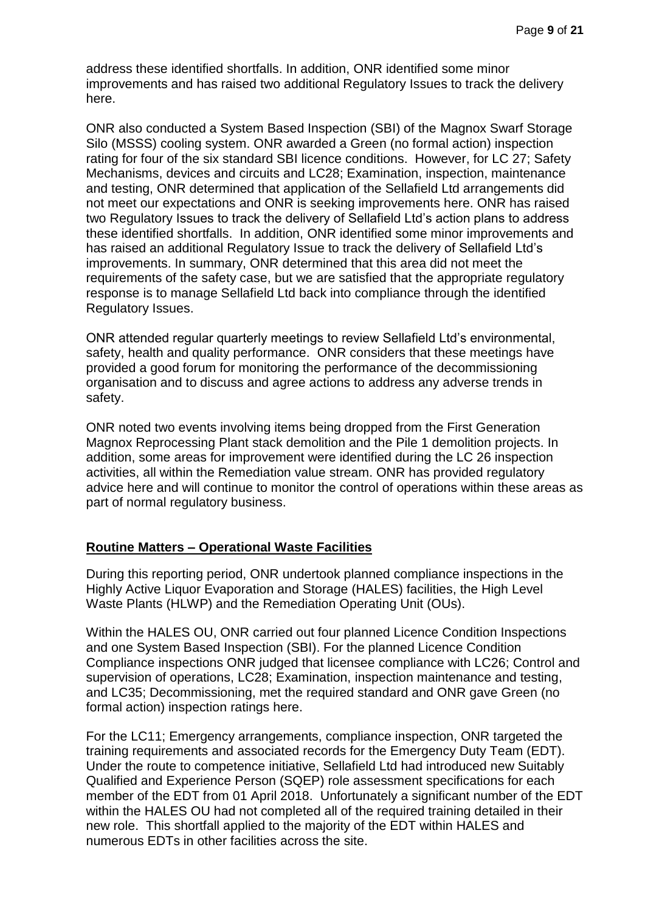address these identified shortfalls. In addition, ONR identified some minor improvements and has raised two additional Regulatory Issues to track the delivery here.

ONR also conducted a System Based Inspection (SBI) of the Magnox Swarf Storage Silo (MSSS) cooling system. ONR awarded a Green (no formal action) inspection rating for four of the six standard SBI licence conditions. However, for LC 27; Safety Mechanisms, devices and circuits and LC28; Examination, inspection, maintenance and testing, ONR determined that application of the Sellafield Ltd arrangements did not meet our expectations and ONR is seeking improvements here. ONR has raised two Regulatory Issues to track the delivery of Sellafield Ltd's action plans to address these identified shortfalls. In addition, ONR identified some minor improvements and has raised an additional Regulatory Issue to track the delivery of Sellafield Ltd's improvements. In summary, ONR determined that this area did not meet the requirements of the safety case, but we are satisfied that the appropriate regulatory response is to manage Sellafield Ltd back into compliance through the identified Regulatory Issues.

ONR attended regular quarterly meetings to review Sellafield Ltd's environmental, safety, health and quality performance. ONR considers that these meetings have provided a good forum for monitoring the performance of the decommissioning organisation and to discuss and agree actions to address any adverse trends in safety.

ONR noted two events involving items being dropped from the First Generation Magnox Reprocessing Plant stack demolition and the Pile 1 demolition projects. In addition, some areas for improvement were identified during the LC 26 inspection activities, all within the Remediation value stream. ONR has provided regulatory advice here and will continue to monitor the control of operations within these areas as part of normal regulatory business.

## Routine Matters – Operational Waste Facilities

During this reporting period, ONR undertook planned compliance inspections in the Highly Active Liquor Evaporation and Storage (HALES) facilities, the High Level Waste Plants (HLWP) and the Remediation Operating Unit (OUs).

Within the HALES OU, ONR carried out four planned Licence Condition Inspections and one System Based Inspection (SBI). For the planned Licence Condition Compliance inspections ONR judged that licensee compliance with LC26; Control and supervision of operations, LC28; Examination, inspection maintenance and testing, and LC35; Decommissioning, met the required standard and ONR gave Green (no formal action) inspection ratings here.

For the LC11; Emergency arrangements, compliance inspection, ONR targeted the training requirements and associated records for the Emergency Duty Team (EDT). Under the route to competence initiative, Sellafield Ltd had introduced new Suitably Qualified and Experience Person (SQEP) role assessment specifications for each member of the EDT from 01 April 2018. Unfortunately a significant number of the EDT within the HALES OU had not completed all of the required training detailed in their new role. This shortfall applied to the majority of the EDT within HALES and numerous EDTs in other facilities across the site.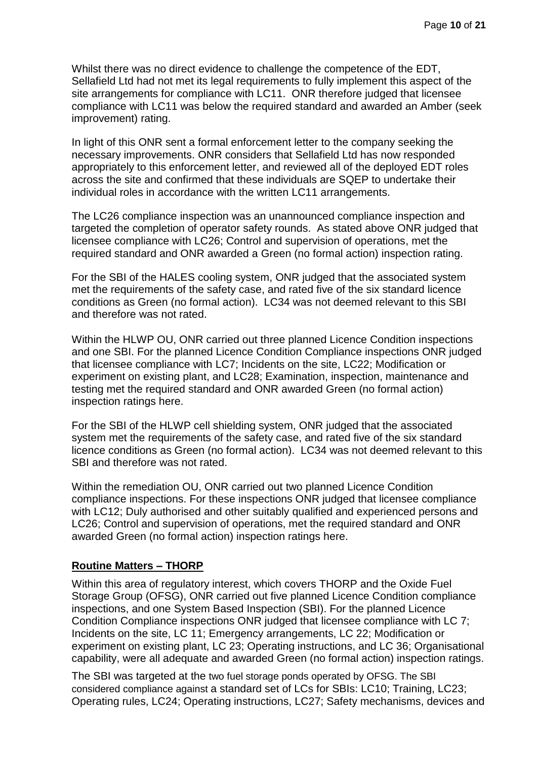Whilst there was no direct evidence to challenge the competence of the EDT, Sellafield Ltd had not met its legal requirements to fully implement this aspect of the site arrangements for compliance with LC11. ONR therefore judged that licensee compliance with LC11 was below the required standard and awarded an Amber (seek improvement) rating.

In light of this ONR sent a formal enforcement letter to the company seeking the necessary improvements. ONR considers that Sellafield Ltd has now responded appropriately to this enforcement letter, and reviewed all of the deployed EDT roles across the site and confirmed that these individuals are SQEP to undertake their individual roles in accordance with the written LC11 arrangements.

The LC26 compliance inspection was an unannounced compliance inspection and targeted the completion of operator safety rounds. As stated above ONR judged that licensee compliance with LC26; Control and supervision of operations, met the required standard and ONR awarded a Green (no formal action) inspection rating.

For the SBI of the HALES cooling system, ONR judged that the associated system met the requirements of the safety case, and rated five of the six standard licence conditions as Green (no formal action). LC34 was not deemed relevant to this SBI and therefore was not rated.

Within the HLWP OU, ONR carried out three planned Licence Condition inspections and one SBI. For the planned Licence Condition Compliance inspections ONR judged that licensee compliance with LC7; Incidents on the site, LC22; Modification or experiment on existing plant, and LC28; Examination, inspection, maintenance and testing met the required standard and ONR awarded Green (no formal action) inspection ratings here.

For the SBI of the HLWP cell shielding system, ONR judged that the associated system met the requirements of the safety case, and rated five of the six standard licence conditions as Green (no formal action). LC34 was not deemed relevant to this SBI and therefore was not rated.

Within the remediation OU, ONR carried out two planned Licence Condition compliance inspections. For these inspections ONR judged that licensee compliance with LC12; Duly authorised and other suitably qualified and experienced persons and LC26; Control and supervision of operations, met the required standard and ONR awarded Green (no formal action) inspection ratings here.

## Routine Matters – THORP

Within this area of regulatory interest, which covers THORP and the Oxide Fuel Storage Group (OFSG), ONR carried out five planned Licence Condition compliance inspections, and one System Based Inspection (SBI). For the planned Licence Condition Compliance inspections ONR judged that licensee compliance with LC 7; Incidents on the site, LC 11; Emergency arrangements, LC 22; Modification or experiment on existing plant, LC 23; Operating instructions, and LC 36; Organisational capability, were all adequate and awarded Green (no formal action) inspection ratings.

The SBI was targeted at the two fuel storage ponds operated by OFSG. The SBI considered compliance against a standard set of LCs for SBIs: LC10; Training, LC23; Operating rules, LC24; Operating instructions, LC27; Safety mechanisms, devices and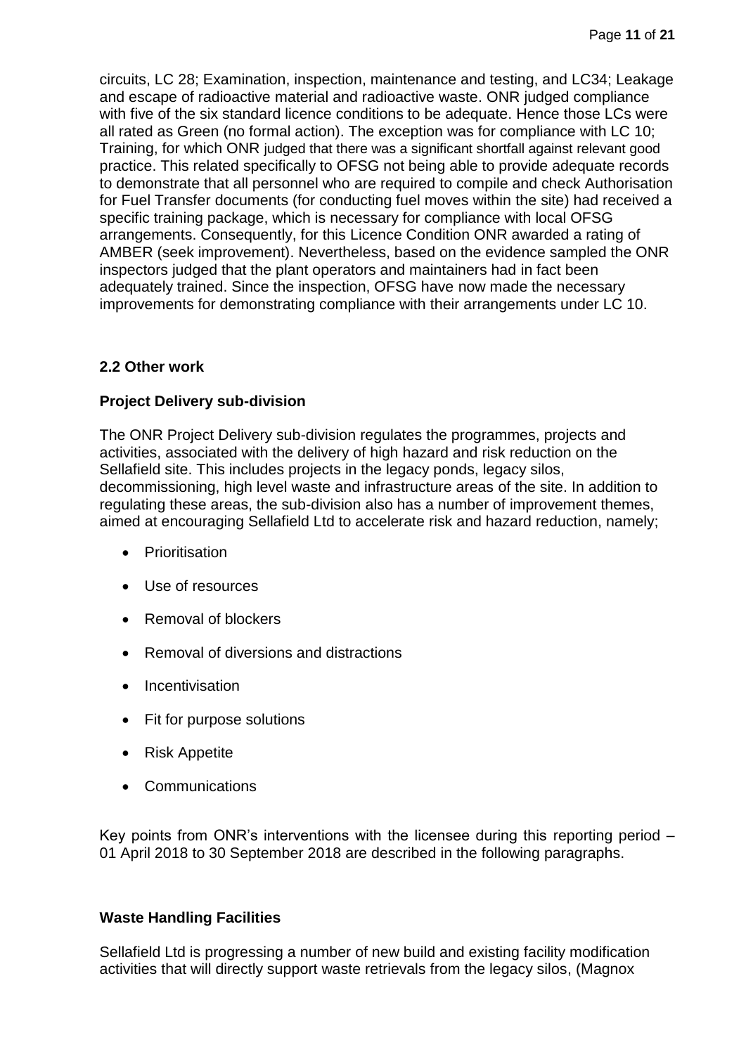circuits, LC 28; Examination, inspection, maintenance and testing, and LC34; Leakage and escape of radioactive material and radioactive waste. ONR judged compliance with five of the six standard licence conditions to be adequate. Hence those LCs were all rated as Green (no formal action). The exception was for compliance with LC 10; Training, for which ONR judged that there was a significant shortfall against relevant good practice. This related specifically to OFSG not being able to provide adequate records to demonstrate that all personnel who are required to compile and check Authorisation for Fuel Transfer documents (for conducting fuel moves within the site) had received a specific training package, which is necessary for compliance with local OFSG arrangements. Consequently, for this Licence Condition ONR awarded a rating of AMBER (seek improvement). Nevertheless, based on the evidence sampled the ONR inspectors judged that the plant operators and maintainers had in fact been adequately trained. Since the inspection, OFSG have now made the necessary improvements for demonstrating compliance with their arrangements under LC 10.

### 2.2 Other work

**Project Delivery sub-division**

The ONR Project Delivery sub-division regulates the programmes, projects and activities, associated with the delivery of high hazard and risk reduction on the Sellafield site. This includes projects in the legacy ponds, legacy silos, decommissioning, high level waste and infrastructure areas of the site. In addition to regulating these areas, the sub-division also has a number of improvement themes, aimed at encouraging Sellafield Ltd to accelerate risk and hazard reduction, namely;

- Prioritisation
- Use of resources
- Removal of blockers
- Removal of diversions and distractions
- Incentivisation
- Fit for purpose solutions
- Risk Appetite
- Communications

Key points from ONR's interventions with the licensee during this reporting period – 01 April 2018 to 30 September 2018 are described in the following paragraphs.

**Waste Handling Facilities**

Sellafield Ltd is progressing a number of new build and existing facility modification activities that will directly support waste retrievals from the legacy silos, (Magnox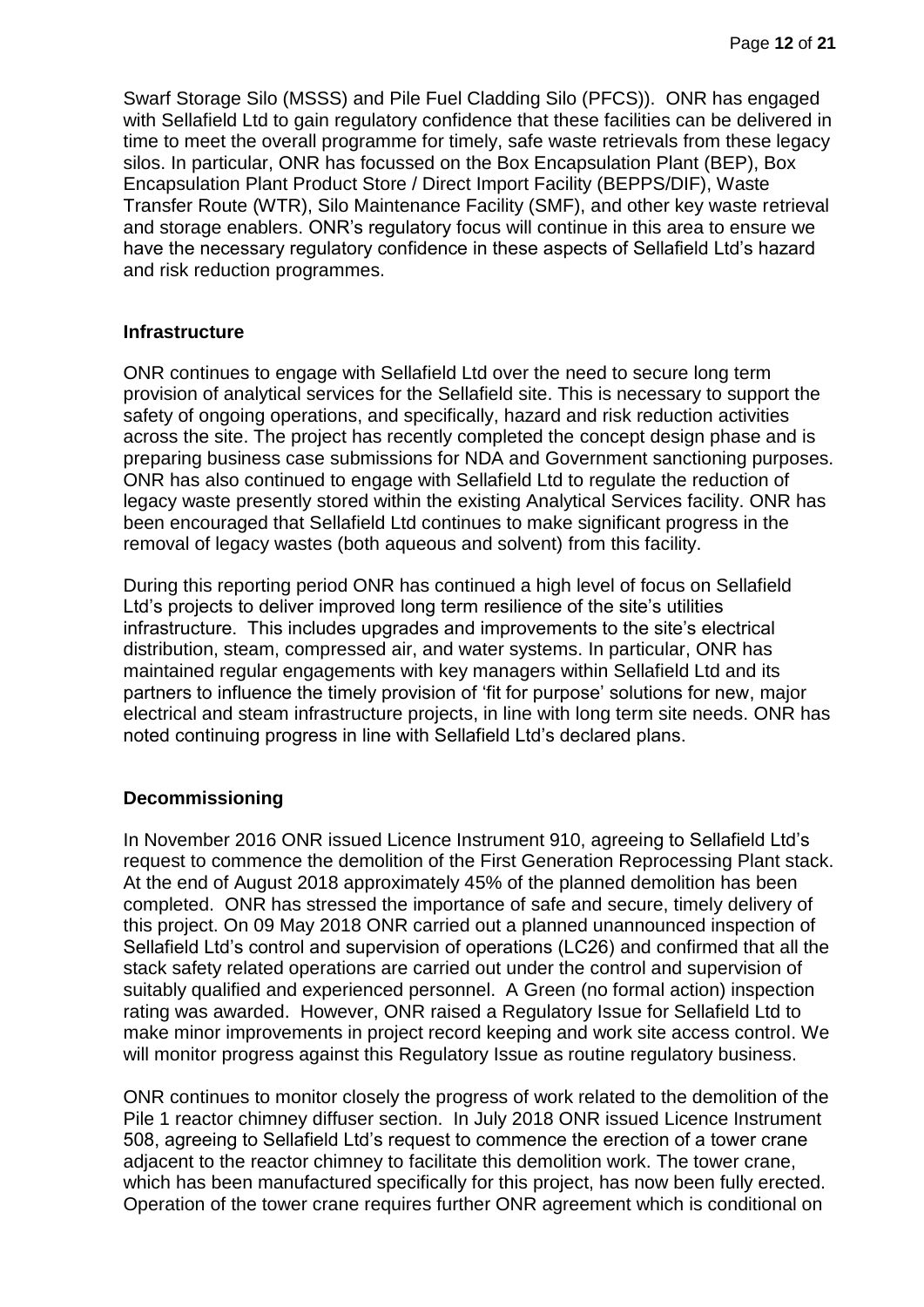Swarf Storage Silo (MSSS) and Pile Fuel Cladding Silo (PFCS)). ONR has engaged with Sellafield Ltd to gain regulatory confidence that these facilities can be delivered in time to meet the overall programme for timely, safe waste retrievals from these legacy silos. In particular, ONR has focussed on the Box Encapsulation Plant (BEP), Box Encapsulation Plant Product Store / Direct Import Facility (BEPPS/DIF), Waste Transfer Route (WTR), Silo Maintenance Facility (SMF), and other key waste retrieval and storage enablers. ONR's regulatory focus will continue in this area to ensure we have the necessary regulatory confidence in these aspects of Sellafield Ltd's hazard and risk reduction programmes.

**Infrastructure**

ONR continues to engage with Sellafield Ltd over the need to secure long term provision of analytical services for the Sellafield site. This is necessary to support the safety of ongoing operations, and specifically, hazard and risk reduction activities across the site. The project has recently completed the concept design phase and is preparing business case submissions for NDA and Government sanctioning purposes. ONR has also continued to engage with Sellafield Ltd to regulate the reduction of legacy waste presently stored within the existing Analytical Services facility. ONR has been encouraged that Sellafield Ltd continues to make significant progress in the removal of legacy wastes (both aqueous and solvent) from this facility.

During this reporting period ONR has continued a high level of focus on Sellafield Ltd's projects to deliver improved long term resilience of the site's utilities infrastructure. This includes upgrades and improvements to the site's electrical distribution, steam, compressed air, and water systems. In particular, ONR has maintained regular engagements with key managers within Sellafield Ltd and its partners to influence the timely provision of 'fit for purpose' solutions for new, major electrical and steam infrastructure projects, in line with long term site needs. ONR has noted continuing progress in line with Sellafield Ltd's declared plans.

**Decommissioning**

In November 2016 ONR issued Licence Instrument 910, agreeing to Sellafield Ltd's request to commence the demolition of the First Generation Reprocessing Plant stack. At the end of August 2018 approximately 45% of the planned demolition has been completed. ONR has stressed the importance of safe and secure, timely delivery of this project. On 09 May 2018 ONR carried out a planned unannounced inspection of Sellafield Ltd's control and supervision of operations (LC26) and confirmed that all the stack safety related operations are carried out under the control and supervision of suitably qualified and experienced personnel. A Green (no formal action) inspection rating was awarded. However, ONR raised a Regulatory Issue for Sellafield Ltd to make minor improvements in project record keeping and work site access control. We will monitor progress against this Regulatory Issue as routine regulatory business.

ONR continues to monitor closely the progress of work related to the demolition of the Pile 1 reactor chimney diffuser section. In July 2018 ONR issued Licence Instrument 508, agreeing to Sellafield Ltd's request to commence the erection of a tower crane adjacent to the reactor chimney to facilitate this demolition work. The tower crane, which has been manufactured specifically for this project, has now been fully erected. Operation of the tower crane requires further ONR agreement which is conditional on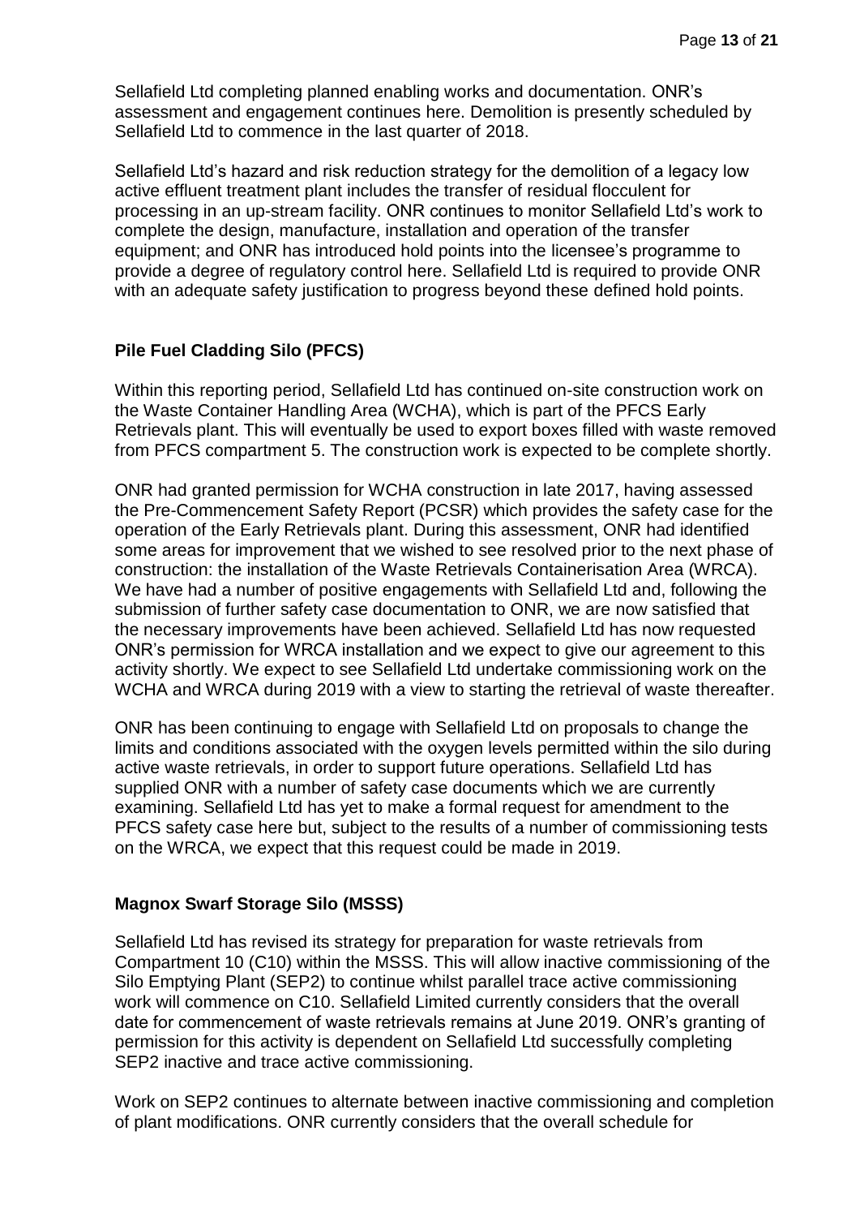Sellafield Ltd completing planned enabling works and documentation. ONR's assessment and engagement continues here. Demolition is presently scheduled by Sellafield Ltd to commence in the last quarter of 2018.

Sellafield Ltd's hazard and risk reduction strategy for the demolition of a legacy low active effluent treatment plant includes the transfer of residual flocculent for processing in an up-stream facility. ONR continues to monitor Sellafield Ltd's work to complete the design, manufacture, installation and operation of the transfer equipment; and ONR has introduced hold points into the licensee's programme to provide a degree of regulatory control here. Sellafield Ltd is required to provide ONR with an adequate safety justification to progress beyond these defined hold points.

## Pile Fuel Cladding Silo (PFCS)

Within this reporting period, Sellafield Ltd has continued on-site construction work on the Waste Container Handling Area (WCHA), which is part of the PFCS Early Retrievals plant. This will eventually be used to export boxes filled with waste removed from PFCS compartment 5. The construction work is expected to be complete shortly.

ONR had granted permission for WCHA construction in late 2017, having assessed the Pre-Commencement Safety Report (PCSR) which provides the safety case for the operation of the Early Retrievals plant. During this assessment, ONR had identified some areas for improvement that we wished to see resolved prior to the next phase of construction: the installation of the Waste Retrievals Containerisation Area (WRCA). We have had a number of positive engagements with Sellafield Ltd and, following the submission of further safety case documentation to ONR, we are now satisfied that the necessary improvements have been achieved. Sellafield Ltd has now requested ONR's permission for WRCA installation and we expect to give our agreement to this activity shortly. We expect to see Sellafield Ltd undertake commissioning work on the WCHA and WRCA during 2019 with a view to starting the retrieval of waste thereafter.

ONR has been continuing to engage with Sellafield Ltd on proposals to change the limits and conditions associated with the oxygen levels permitted within the silo during active waste retrievals, in order to support future operations. Sellafield Ltd has supplied ONR with a number of safety case documents which we are currently examining. Sellafield Ltd has yet to make a formal request for amendment to the PFCS safety case here but, subject to the results of a number of commissioning tests on the WRCA, we expect that this request could be made in 2019.

## Magnox Swarf Storage Silo (MSSS)

Sellafield Ltd has revised its strategy for preparation for waste retrievals from Compartment 10 (C10) within the MSSS. This will allow inactive commissioning of the Silo Emptying Plant (SEP2) to continue whilst parallel trace active commissioning work will commence on C10. Sellafield Limited currently considers that the overall date for commencement of waste retrievals remains at June 2019. ONR's granting of permission for this activity is dependent on Sellafield Ltd successfully completing SEP2 inactive and trace active commissioning.

Work on SEP2 continues to alternate between inactive commissioning and completion of plant modifications. ONR currently considers that the overall schedule for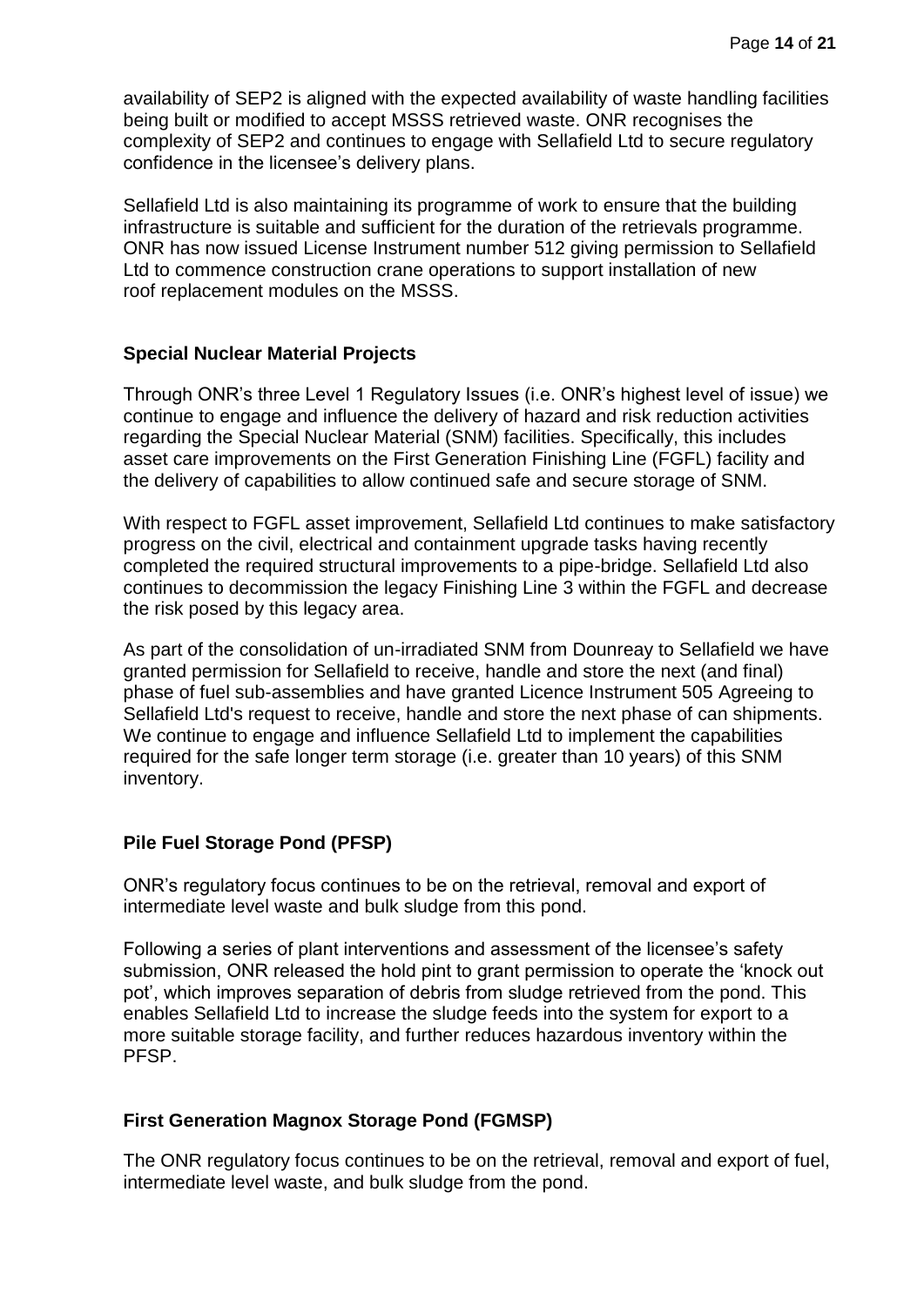availability of SEP2 is aligned with the expected availability of waste handling facilities being built or modified to accept MSSS retrieved waste. ONR recognises the complexity of SEP2 and continues to engage with Sellafield Ltd to secure regulatory confidence in the licensee's delivery plans.

Sellafield Ltd is also maintaining its programme of work to ensure that the building infrastructure is suitable and sufficient for the duration of the retrievals programme. ONR has now issued License Instrument number 512 giving permission to Sellafield Ltd to commence construction crane operations to support installation of new roof replacement modules on the MSSS.

### Special Nuclear Material Projects

Through ONR's three Level 1 Regulatory Issues (i.e. ONR's highest level of issue) we continue to engage and influence the delivery of hazard and risk reduction activities regarding the Special Nuclear Material (SNM) facilities. Specifically, this includes asset care improvements on the First Generation Finishing Line (FGFL) facility and the delivery of capabilities to allow continued safe and secure storage of SNM.

With respect to FGFL asset improvement, Sellafield Ltd continues to make satisfactory progress on the civil, electrical and containment upgrade tasks having recently completed the required structural improvements to a pipe-bridge. Sellafield Ltd also continues to decommission the legacy Finishing Line 3 within the FGFL and decrease the risk posed by this legacy area.

As part of the consolidation of un-irradiated SNM from Dounreay to Sellafield we have granted permission for Sellafield to receive, handle and store the next (and final) phase of fuel sub-assemblies and have granted Licence Instrument 505 Agreeing to Sellafield Ltd's request to receive, handle and store the next phase of can shipments. We continue to engage and influence Sellafield Ltd to implement the capabilities required for the safe longer term storage (i.e. greater than 10 years) of this SNM inventory.

### Pile Fuel Storage Pond (PFSP)

ONR's regulatory focus continues to be on the retrieval, removal and export of intermediate level waste and bulk sludge from this pond.

Following a series of plant interventions and assessment of the licensee's safety submission, ONR released the hold pint to grant permission to operate the 'knock out pot', which improves separation of debris from sludge retrieved from the pond. This enables Sellafield Ltd to increase the sludge feeds into the system for export to a more suitable storage facility, and further reduces hazardous inventory within the PFSP.

### First Generation Magnox Storage Pond (FGMSP)

The ONR regulatory focus continues to be on the retrieval, removal and export of fuel, intermediate level waste, and bulk sludge from the pond.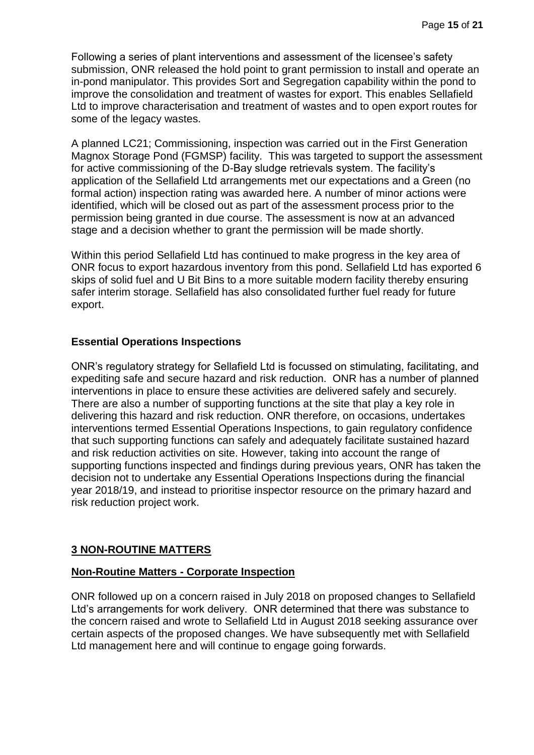Following a series of plant interventions and assessment of the licensee's safety submission, ONR released the hold point to grant permission to install and operate an in-pond manipulator. This provides Sort and Segregation capability within the pond to improve the consolidation and treatment of wastes for export. This enables Sellafield Ltd to improve characterisation and treatment of wastes and to open export routes for some of the legacy wastes.

A planned LC21; Commissioning, inspection was carried out in the First Generation Magnox Storage Pond (FGMSP) facility. This was targeted to support the assessment for active commissioning of the D-Bay sludge retrievals system. The facility's application of the Sellafield Ltd arrangements met our expectations and a Green (no formal action) inspection rating was awarded here. A number of minor actions were identified, which will be closed out as part of the assessment process prior to the permission being granted in due course. The assessment is now at an advanced stage and a decision whether to grant the permission will be made shortly.

Within this period Sellafield Ltd has continued to make progress in the key area of ONR focus to export hazardous inventory from this pond. Sellafield Ltd has exported 6 skips of solid fuel and U Bit Bins to a more suitable modern facility thereby ensuring safer interim storage. Sellafield has also consolidated further fuel ready for future export.

### Essential Operations Inspections

ONR's regulatory strategy for Sellafield Ltd is focussed on stimulating, facilitating, and expediting safe and secure hazard and risk reduction. ONR has a number of planned interventions in place to ensure these activities are delivered safely and securely. There are also a number of supporting functions at the site that play a key role in delivering this hazard and risk reduction. ONR therefore, on occasions, undertakes interventions termed Essential Operations Inspections, to gain regulatory confidence that such supporting functions can safely and adequately facilitate sustained hazard and risk reduction activities on site. However, taking into account the range of supporting functions inspected and findings during previous years, ONR has taken the decision not to undertake any Essential Operations Inspections during the financial year 2018/19, and instead to prioritise inspector resource on the primary hazard and risk reduction project work.

## 3 NON-ROUTINE MATTERS

### Non-Routine Matters - Corporate Inspection

ONR followed up on a concern raised in July 2018 on proposed changes to Sellafield Ltd's arrangements for work delivery. ONR determined that there was substance to the concern raised and wrote to Sellafield Ltd in August 2018 seeking assurance over certain aspects of the proposed changes. We have subsequently met with Sellafield Ltd management here and will continue to engage going forwards.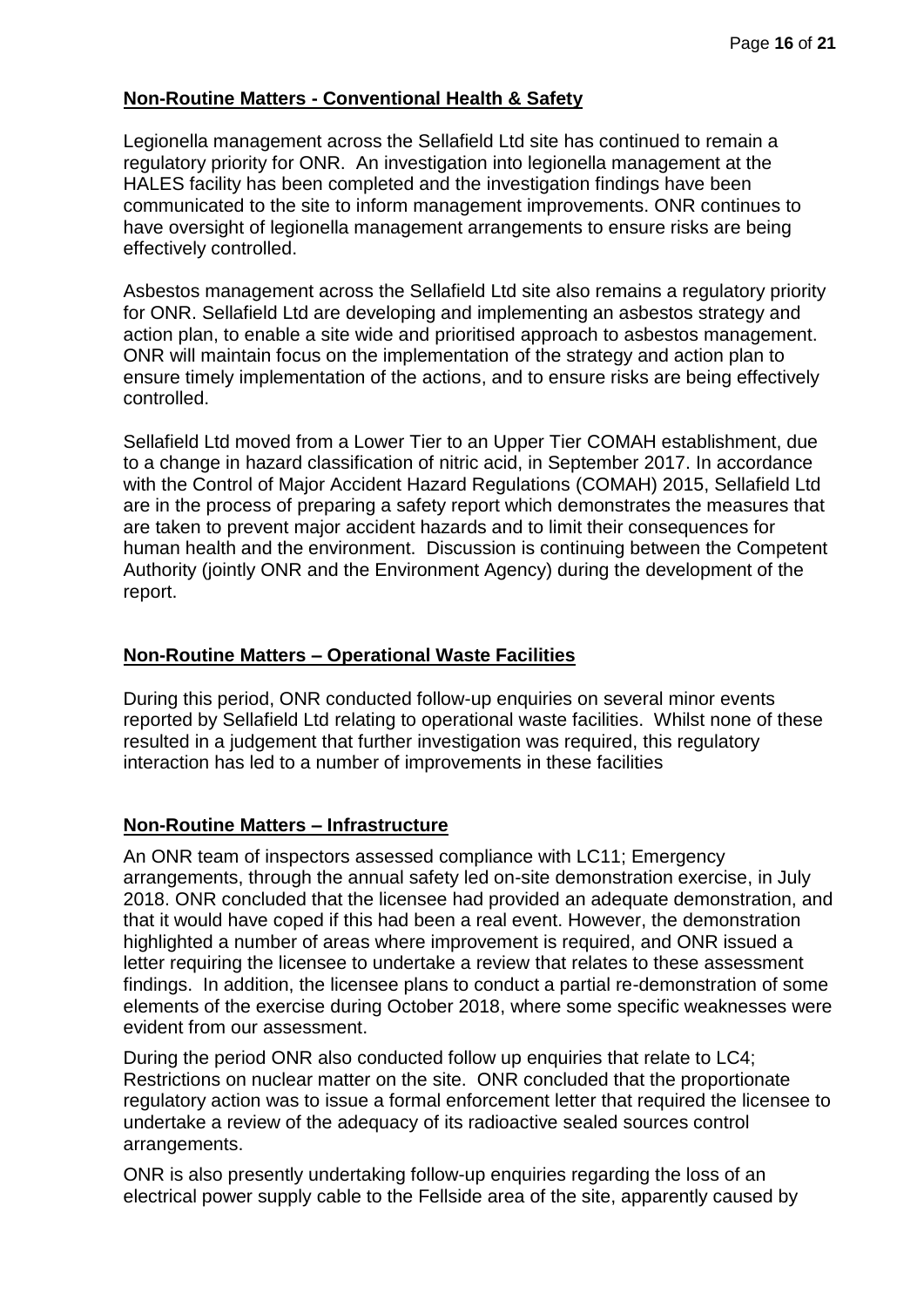**Non-Routine Matters - Conventional Health & Safety**

Legionella management across the Sellafield Ltd site has continued to remain a regulatory priority for ONR. An investigation into legionella management at the HALES facility has been completed and the investigation findings have been communicated to the site to inform management improvements. ONR continues to have oversight of legionella management arrangements to ensure risks are being effectively controlled.

Asbestos management across the Sellafield Ltd site also remains a regulatory priority for ONR. Sellafield Ltd are developing and implementing an asbestos strategy and action plan, to enable a site wide and prioritised approach to asbestos management. ONR will maintain focus on the implementation of the strategy and action plan to ensure timely implementation of the actions, and to ensure risks are being effectively controlled.

Sellafield Ltd moved from a Lower Tier to an Upper Tier COMAH establishment, due to a change in hazard classification of nitric acid, in September 2017. In accordance with the Control of Major Accident Hazard Regulations (COMAH) 2015, Sellafield Ltd are in the process of preparing a safety report which demonstrates the measures that are taken to prevent major accident hazards and to limit their consequences for human health and the environment. Discussion is continuing between the Competent Authority (jointly ONR and the Environment Agency) during the development of the report.

**Non-Routine Matters – Operational Waste Facilities**

During this period, ONR conducted follow-up enquiries on several minor events reported by Sellafield Ltd relating to operational waste facilities. Whilst none of these resulted in a judgement that further investigation was required, this regulatory interaction has led to a number of improvements in these facilities

**Non-Routine Matters – Infrastructure**

An ONR team of inspectors assessed compliance with LC11; Emergency arrangements, through the annual safety led on-site demonstration exercise, in July 2018. ONR concluded that the licensee had provided an adequate demonstration, and that it would have coped if this had been a real event. However, the demonstration highlighted a number of areas where improvement is required, and ONR issued a letter requiring the licensee to undertake a review that relates to these assessment findings. In addition, the licensee plans to conduct a partial re-demonstration of some elements of the exercise during October 2018, where some specific weaknesses were evident from our assessment.

During the period ONR also conducted follow up enquiries that relate to LC4; Restrictions on nuclear matter on the site. ONR concluded that the proportionate regulatory action was to issue a formal enforcement letter that required the licensee to undertake a review of the adequacy of its radioactive sealed sources control arrangements.

ONR is also presently undertaking follow-up enquiries regarding the loss of an electrical power supply cable to the Fellside area of the site, apparently caused by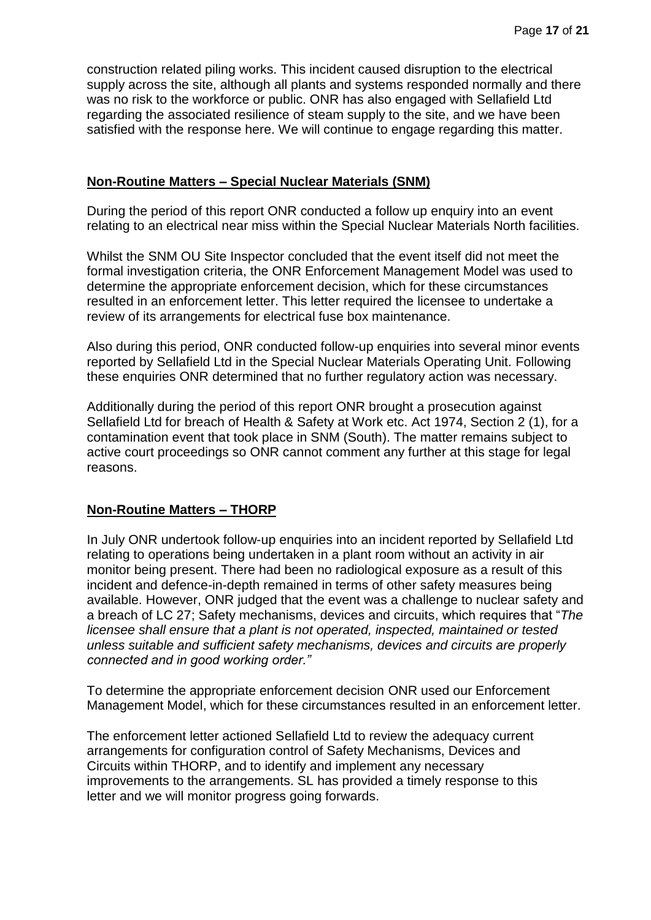construction related piling works. This incident caused disruption to the electrical supply across the site, although all plants and systems responded normally and there was no risk to the workforce or public. ONR has also engaged with Sellafield Ltd regarding the associated resilience of steam supply to the site, and we have been satisfied with the response here. We will continue to engage regarding this matter.

## Non-Routine Matters – Special Nuclear Materials (SNM)

During the period of this report ONR conducted a follow up enquiry into an event relating to an electrical near miss within the Special Nuclear Materials North facilities.

Whilst the SNM OU Site Inspector concluded that the event itself did not meet the formal investigation criteria, the ONR Enforcement Management Model was used to determine the appropriate enforcement decision, which for these circumstances resulted in an enforcement letter. This letter required the licensee to undertake a review of its arrangements for electrical fuse box maintenance.

Also during this period, ONR conducted follow-up enquiries into several minor events reported by Sellafield Ltd in the Special Nuclear Materials Operating Unit. Following these enquiries ONR determined that no further regulatory action was necessary.

Additionally during the period of this report ONR brought a prosecution against Sellafield Ltd for breach of Health & Safety at Work etc. Act 1974, Section 2 (1), for a contamination event that took place in SNM (South). The matter remains subject to active court proceedings so ONR cannot comment any further at this stage for legal reasons.

## Non-Routine Matters – THORP

In July ONR undertook follow-up enquiries into an incident reported by Sellafield Ltd relating to operations being undertaken in a plant room without an activity in air monitor being present. There had been no radiological exposure as a result of this incident and defence-in-depth remained in terms of other safety measures being available. However, ONR judged that the event was a challenge to nuclear safety and a breach of LC 27; Safety mechanisms, devices and circuits, which requires that "*The licensee shall ensure that a plant is not operated, inspected, maintained or tested unless suitable and sufficient safety mechanisms, devices and circuits are properly connected and in good working order.*"

To determine the appropriate enforcement decision ONR used our Enforcement Management Model, which for these circumstances resulted in an enforcement letter.

The enforcement letter actioned Sellafield Ltd to review the adequacy current arrangements for configuration control of Safety Mechanisms, Devices and Circuits within THORP, and to identify and implement any necessary improvements to the arrangements. SL has provided a timely response to this letter and we will monitor progress going forwards.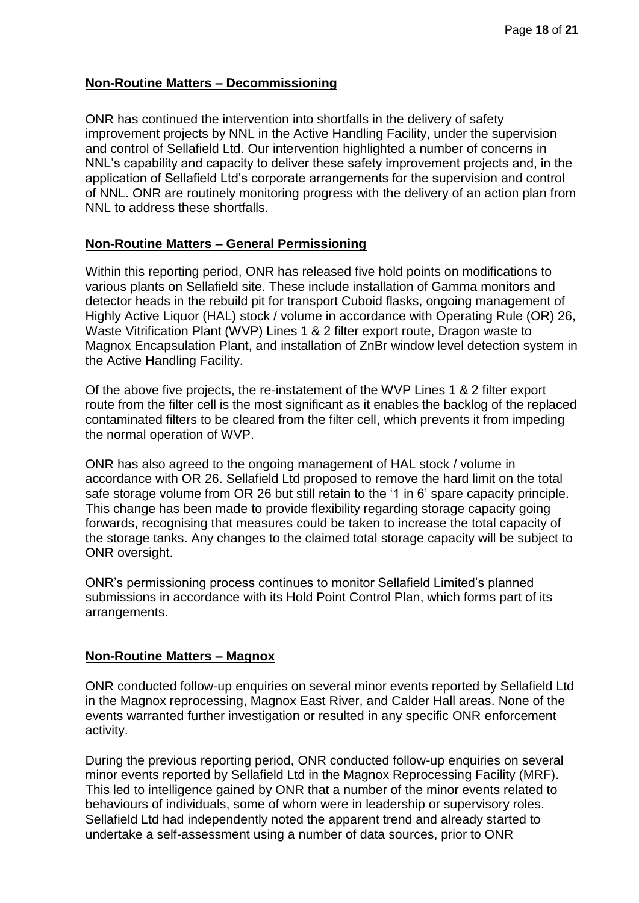## Non-Routine Matters – Decommissioning

ONR has continued the intervention into shortfalls in the delivery of safety improvement projects by NNL in the Active Handling Facility, under the supervision and control of Sellafield Ltd. Our intervention highlighted a number of concerns in NNL's capability and capacity to deliver these safety improvement projects and, in the application of Sellafield Ltd's corporate arrangements for the supervision and control of NNL. ONR are routinely monitoring progress with the delivery of an action plan from NNL to address these shortfalls.

## Non-Routine Matters – General Permissioning

Within this reporting period, ONR has released five hold points on modifications to various plants on Sellafield site. These include installation of Gamma monitors and detector heads in the rebuild pit for transport Cuboid flasks, ongoing management of Highly Active Liquor (HAL) stock / volume in accordance with Operating Rule (OR) 26, Waste Vitrification Plant (WVP) Lines 1 & 2 filter export route, Dragon waste to Magnox Encapsulation Plant, and installation of ZnBr window level detection system in the Active Handling Facility.

Of the above five projects, the re-instatement of the WVP Lines 1 & 2 filter export route from the filter cell is the most significant as it enables the backlog of the replaced contaminated filters to be cleared from the filter cell, which prevents it from impeding the normal operation of WVP.

ONR has also agreed to the ongoing management of HAL stock / volume in accordance with OR 26. Sellafield Ltd proposed to remove the hard limit on the total safe storage volume from OR 26 but still retain to the '1 in 6' spare capacity principle. This change has been made to provide flexibility regarding storage capacity going forwards, recognising that measures could be taken to increase the total capacity of the storage tanks. Any changes to the claimed total storage capacity will be subject to ONR oversight.

ONR's permissioning process continues to monitor Sellafield Limited's planned submissions in accordance with its Hold Point Control Plan, which forms part of its arrangements.

## Non-Routine Matters – Magnox

ONR conducted follow-up enquiries on several minor events reported by Sellafield Ltd in the Magnox reprocessing, Magnox East River, and Calder Hall areas. None of the events warranted further investigation or resulted in any specific ONR enforcement activity.

During the previous reporting period, ONR conducted follow-up enquiries on several minor events reported by Sellafield Ltd in the Magnox Reprocessing Facility (MRF). This led to intelligence gained by ONR that a number of the minor events related to behaviours of individuals, some of whom were in leadership or supervisory roles. Sellafield Ltd had independently noted the apparent trend and already started to undertake a self-assessment using a number of data sources, prior to ONR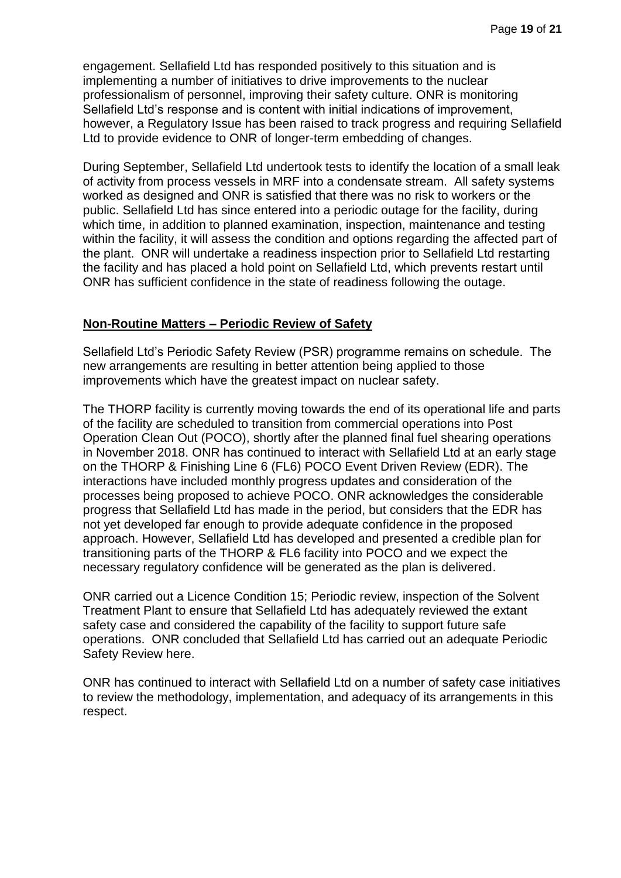engagement. Sellafield Ltd has responded positively to this situation and is implementing a number of initiatives to drive improvements to the nuclear professionalism of personnel, improving their safety culture. ONR is monitoring Sellafield Ltd's response and is content with initial indications of improvement, however, a Regulatory Issue has been raised to track progress and requiring Sellafield Ltd to provide evidence to ONR of longer-term embedding of changes.

During September, Sellafield Ltd undertook tests to identify the location of a small leak of activity from process vessels in MRF into a condensate stream. All safety systems worked as designed and ONR is satisfied that there was no risk to workers or the public. Sellafield Ltd has since entered into a periodic outage for the facility, during which time, in addition to planned examination, inspection, maintenance and testing within the facility, it will assess the condition and options regarding the affected part of the plant. ONR will undertake a readiness inspection prior to Sellafield Ltd restarting the facility and has placed a hold point on Sellafield Ltd, which prevents restart until ONR has sufficient confidence in the state of readiness following the outage.

## Non-Routine Matters – Periodic Review of Safety

Sellafield Ltd's Periodic Safety Review (PSR) programme remains on schedule. The new arrangements are resulting in better attention being applied to those improvements which have the greatest impact on nuclear safety.

The THORP facility is currently moving towards the end of its operational life and parts of the facility are scheduled to transition from commercial operations into Post Operation Clean Out (POCO), shortly after the planned final fuel shearing operations in November 2018. ONR has continued to interact with Sellafield Ltd at an early stage on the THORP & Finishing Line 6 (FL6) POCO Event Driven Review (EDR). The interactions have included monthly progress updates and consideration of the processes being proposed to achieve POCO. ONR acknowledges the considerable progress that Sellafield Ltd has made in the period, but considers that the EDR has not yet developed far enough to provide adequate confidence in the proposed approach. However, Sellafield Ltd has developed and presented a credible plan for transitioning parts of the THORP & FL6 facility into POCO and we expect the necessary regulatory confidence will be generated as the plan is delivered.

ONR carried out a Licence Condition 15; Periodic review, inspection of the Solvent Treatment Plant to ensure that Sellafield Ltd has adequately reviewed the extant safety case and considered the capability of the facility to support future safe operations. ONR concluded that Sellafield Ltd has carried out an adequate Periodic Safety Review here.

ONR has continued to interact with Sellafield Ltd on a number of safety case initiatives to review the methodology, implementation, and adequacy of its arrangements in this respect.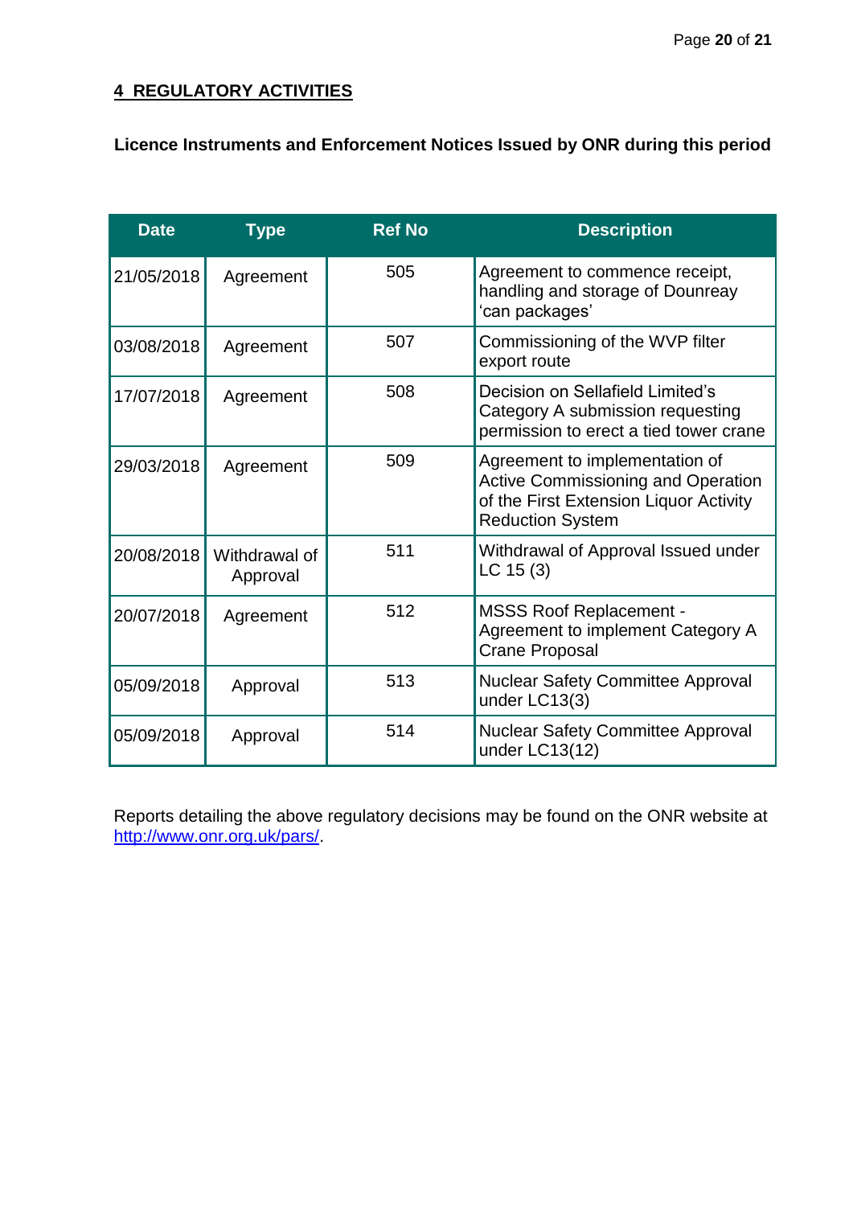## 4 REGULATORY ACTIVITIES

**Licence Instruments and Enforcement Notices Issued by ONR during this period**

| Date | Type | Ref No | Description |
|---|---|---|---|
| 21/05/2018 | Agreement | 505 | Agreement to commence receipt, handling and storage of Dounreay 'can packages' |
| 03/08/2018 | Agreement | 507 | Commissioning of the WVP filter export route |
| 17/07/2018 | Agreement | 508 | Decision on Sellafield Limited's Category A submission requesting permission to erect a tied tower crane |
| 29/03/2018 | Agreement | 509 | Agreement to implementation of Active Commissioning and Operation of the First Extension Liquor Activity Reduction System |
| 20/08/2018 | Withdrawal of Approval | 511 | Withdrawal of Approval Issued under LC 15 (3) |
| 20/07/2018 | Agreement | 512 | MSSS Roof Replacement - Agreement to implement Category A Crane Proposal |
| 05/09/2018 | Approval | 513 | Nuclear Safety Committee Approval under LC13(3) |
| 05/09/2018 | Approval | 514 | Nuclear Safety Committee Approval under LC13(12) |

Reports detailing the above regulatory decisions may be found on the ONR website at http://www.onr.org.uk/pars/.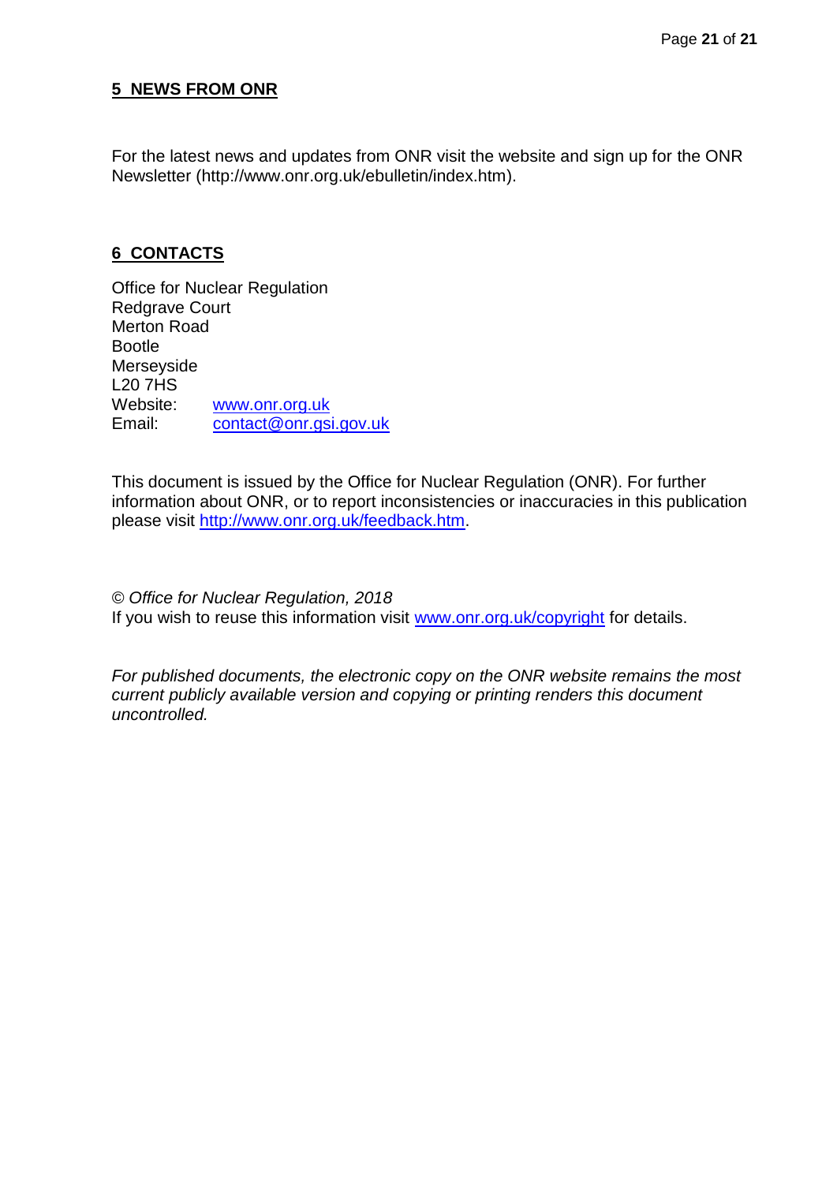## 5 NEWS FROM ONR

For the latest news and updates from ONR visit the website and sign up for the ONR Newsletter (http://www.onr.org.uk/ebulletin/index.htm).

## 6 CONTACTS

Office for Nuclear Regulation  
Redgrave Court  
Merton Road  
Bootle  
Merseyside  
L20 7HS  
Website: www.onr.org.uk  
Email: contact@onr.gsi.gov.uk

This document is issued by the Office for Nuclear Regulation (ONR). For further information about ONR, or to report inconsistencies or inaccuracies in this publication please visit http://www.onr.org.uk/feedback.htm.

© *Office for Nuclear Regulation, 2018*  
If you wish to reuse this information visit www.onr.org.uk/copyright for details.

*For published documents, the electronic copy on the ONR website remains the most current publicly available version and copying or printing renders this document uncontrolled.*